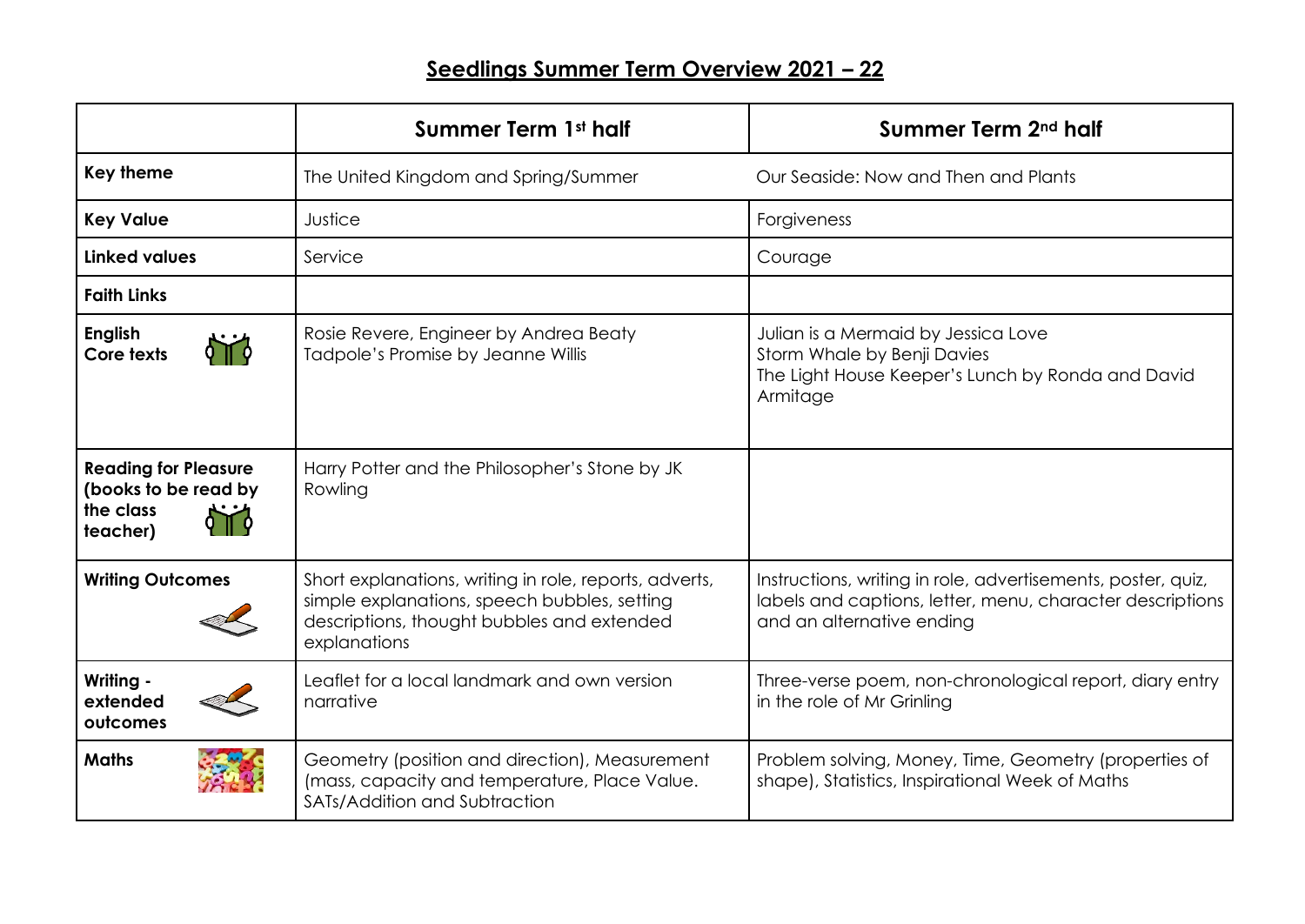# Seedlings Summer Term Overview 2021 – 22

| | Summer Term 1st half | Summer Term 2nd half |
|---|---|---|
| **Key theme** | The United Kingdom and Spring/Summer | Our Seaside: Now and Then and Plants |
| **Key Value** | Justice | Forgiveness |
| **Linked values** | Service | Courage |
| **Faith Links** | | |
| **English Core texts** | Rosie Revere, Engineer by Andrea Beaty<br>Tadpole's Promise by Jeanne Willis | Julian is a Mermaid by Jessica Love<br>Storm Whale by Benji Davies<br>The Light House Keeper's Lunch by Ronda and David Armitage |
| **Reading for Pleasure (books to be read by the class teacher)** | Harry Potter and the Philosopher's Stone by JK Rowling | |
| **Writing Outcomes** | Short explanations, writing in role, reports, adverts, simple explanations, speech bubbles, setting descriptions, thought bubbles and extended explanations | Instructions, writing in role, advertisements, poster, quiz, labels and captions, letter, menu, character descriptions and an alternative ending |
| **Writing - extended outcomes** | Leaflet for a local landmark and own version narrative | Three-verse poem, non-chronological report, diary entry in the role of Mr Grinling |
| **Maths** | Geometry (position and direction), Measurement (mass, capacity and temperature, Place Value. SATs/Addition and Subtraction | Problem solving, Money, Time, Geometry (properties of shape), Statistics, Inspirational Week of Maths |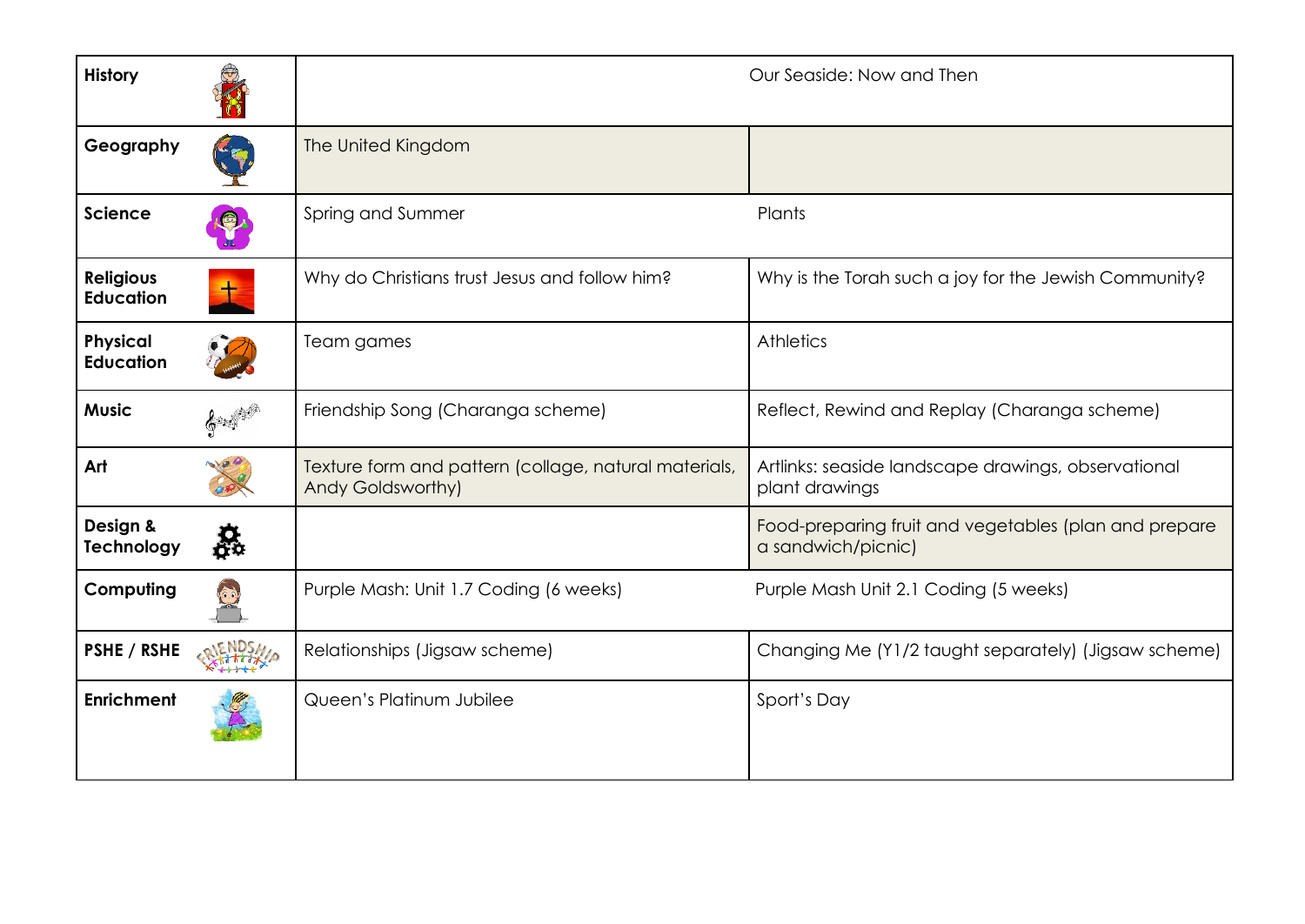| | | |
|---|---|---|
| **History** | Our Seaside: Now and Then | |
| **Geography** | The United Kingdom | |
| **Science** | Spring and Summer | Plants |
| **Religious Education** | Why do Christians trust Jesus and follow him? | Why is the Torah such a joy for the Jewish Community? |
| **Physical Education** | Team games | Athletics |
| **Music** | Friendship Song (Charanga scheme) | Reflect, Rewind and Replay (Charanga scheme) |
| **Art** | Texture form and pattern (collage, natural materials, Andy Goldsworthy) | Artlinks: seaside landscape drawings, observational plant drawings |
| **Design & Technology** | | Food-preparing fruit and vegetables (plan and prepare a sandwich/picnic) |
| **Computing** | Purple Mash: Unit 1.7 Coding (6 weeks) | Purple Mash Unit 2.1 Coding (5 weeks) |
| **PSHE / RSHE** | Relationships (Jigsaw scheme) | Changing Me (Y1/2 taught separately) (Jigsaw scheme) |
| **Enrichment** | Queen's Platinum Jubilee | Sport's Day |